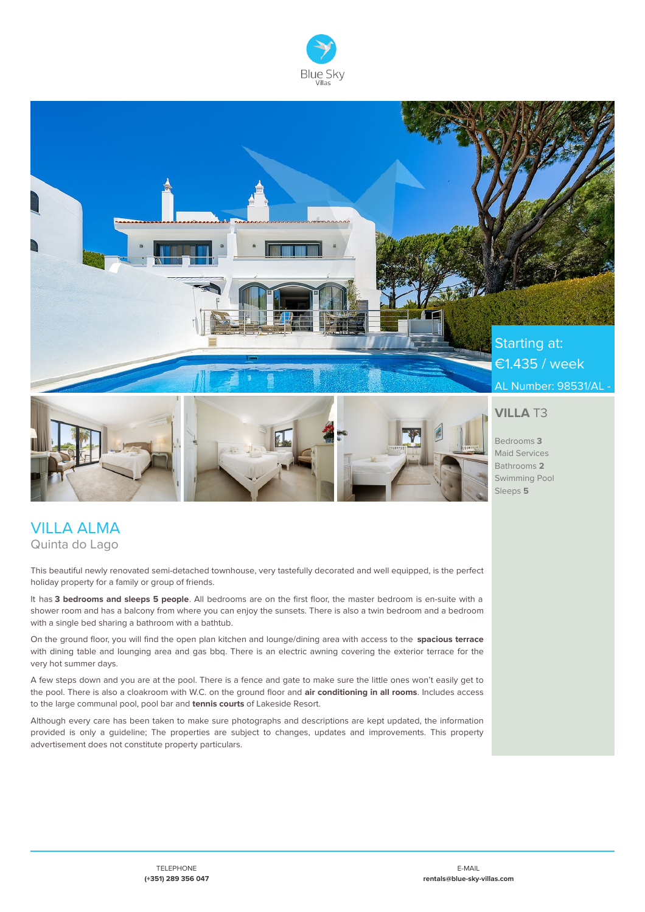Blue Sky
Villas

Starting at:
€1.435 / week

AL Number: 98531/AL -

**VILLA** T3

Bedrooms **3**
Maid Services
Bathrooms **2**
Swimming Pool
Sleeps **5**

# VILLA ALMA

Quinta do Lago

This beautiful newly renovated semi-detached townhouse, very tastefully decorated and well equipped, is the perfect holiday property for a family or group of friends.

It has **3 bedrooms and sleeps 5 people**. All bedrooms are on the first floor, the master bedroom is en-suite with a shower room and has a balcony from where you can enjoy the sunsets. There is also a twin bedroom and a bedroom with a single bed sharing a bathroom with a bathtub.

On the ground floor, you will find the open plan kitchen and lounge/dining area with access to the **spacious terrace** with dining table and lounging area and gas bbq. There is an electric awning covering the exterior terrace for the very hot summer days.

A few steps down and you are at the pool. There is a fence and gate to make sure the little ones won't easily get to the pool. There is also a cloakroom with W.C. on the ground floor and **air conditioning in all rooms**. Includes access to the large communal pool, pool bar and **tennis courts** of Lakeside Resort.

Although every care has been taken to make sure photographs and descriptions are kept updated, the information provided is only a guideline; The properties are subject to changes, updates and improvements. This property advertisement does not constitute property particulars.

TELEPHONE
**(+351) 289 356 047**

E-MAIL
**rentals@blue-sky-villas.com**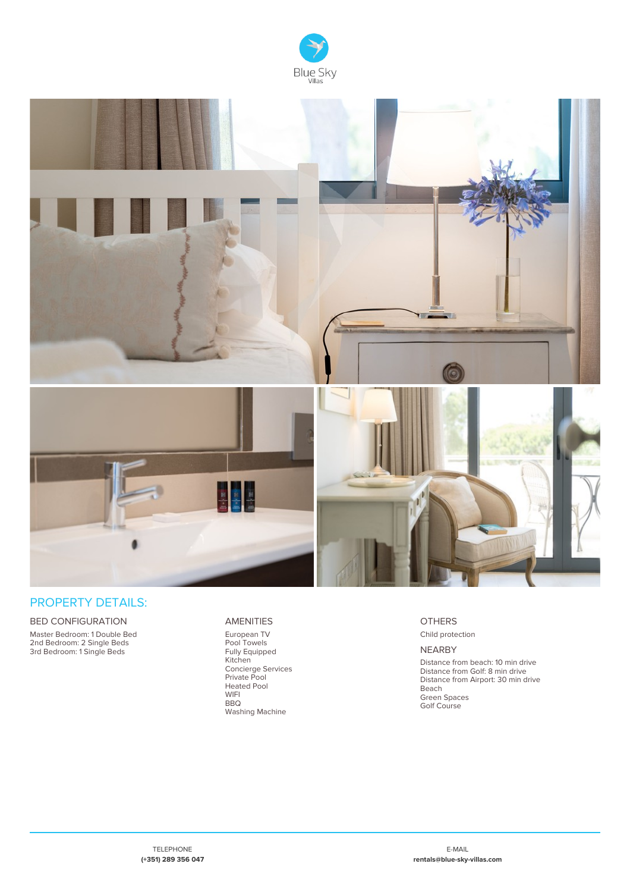Blue Sky
Villas

## PROPERTY DETAILS:

### BED CONFIGURATION

Master Bedroom: 1 Double Bed
2nd Bedroom: 2 Single Beds
3rd Bedroom: 1 Single Beds

### AMENITIES

European TV
Pool Towels
Fully Equipped Kitchen
Concierge Services
Private Pool
Heated Pool
WIFI
BBQ
Washing Machine

### OTHERS

Child protection

### NEARBY

Distance from beach: 10 min drive
Distance from Golf: 8 min drive
Distance from Airport: 30 min drive
Beach
Green Spaces
Golf Course

TELEPHONE
**(+351) 289 356 047**

E-MAIL
**rentals@blue-sky-villas.com**